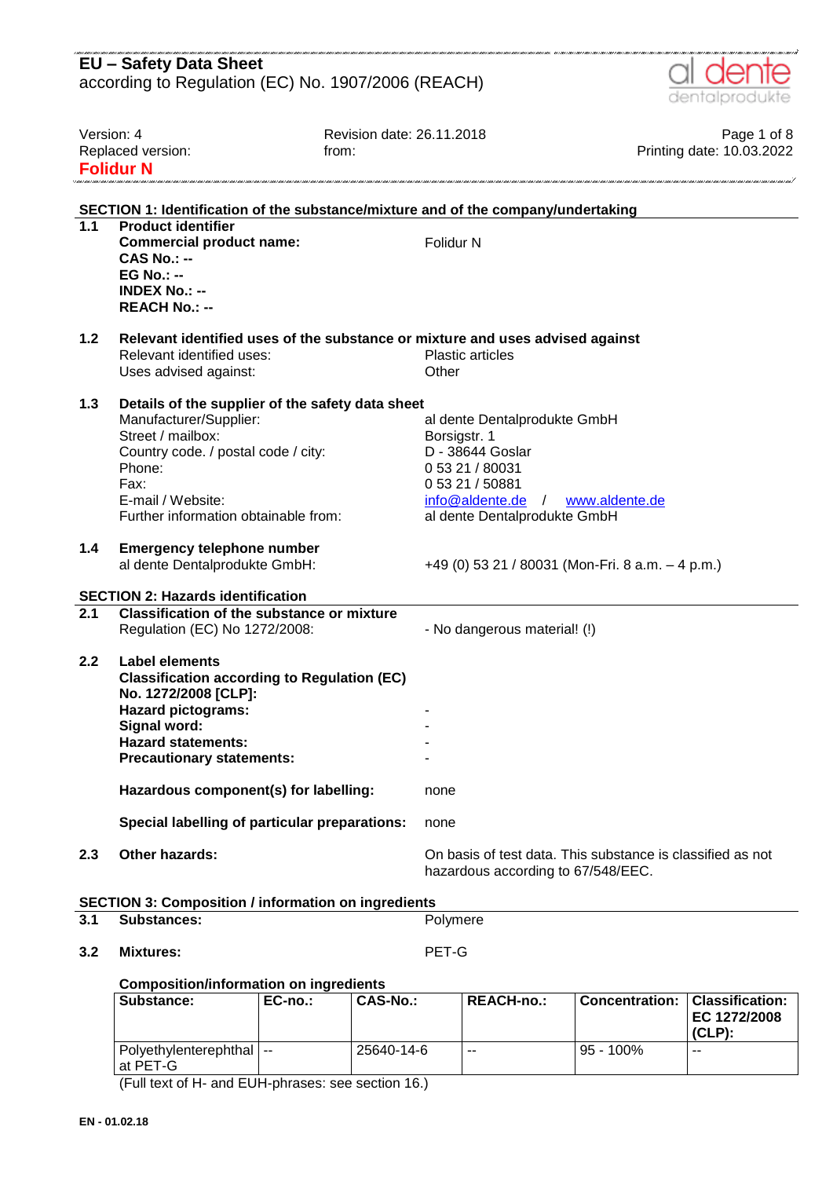# EU – Safety Data Sheet
according to Regulation (EC) No. 1907/2006 (REACH)

Version: 4 | Revision date: 26.11.2018
Replaced version: | from: | Printing date: 10.03.2022

**Folidur N**

## SECTION 1: Identification of the substance/mixture and of the company/undertaking

**1.1 Product identifier**

**Commercial product name:** Folidur N
**CAS No.: --**
**EG No.: --**
**INDEX No.: --**
**REACH No.: --**

**1.2 Relevant identified uses of the substance or mixture and uses advised against**

Relevant identified uses: Plastic articles
Uses advised against: Other

**1.3 Details of the supplier of the safety data sheet**

Manufacturer/Supplier: al dente Dentalprodukte GmbH
Street / mailbox: Borsigstr. 1
Country code. / postal code / city: D - 38644 Goslar
Phone: 0 53 21 / 80031
Fax: 0 53 21 / 50881
E-mail / Website: info@aldente.de / www.aldente.de
Further information obtainable from: al dente Dentalprodukte GmbH

**1.4 Emergency telephone number**

al dente Dentalprodukte GmbH: +49 (0) 53 21 / 80031 (Mon-Fri. 8 a.m. – 4 p.m.)

## SECTION 2: Hazards identification

**2.1 Classification of the substance or mixture**

Regulation (EC) No 1272/2008: - No dangerous material! (!)

**2.2 Label elements**

**Classification according to Regulation (EC) No. 1272/2008 [CLP]:**
**Hazard pictograms:** -
**Signal word:** -
**Hazard statements:** -
**Precautionary statements:** -

**Hazardous component(s) for labelling:** none

**Special labelling of particular preparations:** none

**2.3 Other hazards:** On basis of test data. This substance is classified as not hazardous according to 67/548/EEC.

## SECTION 3: Composition / information on ingredients

**3.1 Substances:** Polymere

**3.2 Mixtures:** PET-G

**Composition/information on ingredients**

| Substance: | EC-no.: | CAS-No.: | REACH-no.: | Concentration: | Classification: EC 1272/2008 (CLP): |
|---|---|---|---|---|---|
| Polyethylenterephthalat PET-G | -- | 25640-14-6 | -- | 95 - 100% | -- |

(Full text of H- and EUH-phrases: see section 16.)

EN - 01.02.18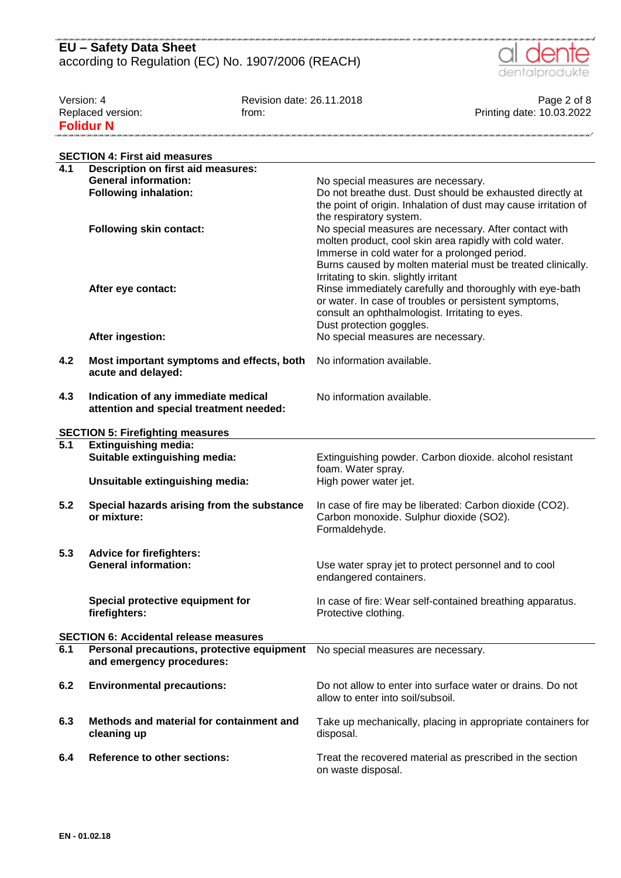## SECTION 4: First aid measures

| | | |
|---|---|---|
| **4.1** | **Description on first aid measures:** | |
| | **General information:** | No special measures are necessary. |
| | **Following inhalation:** | Do not breathe dust. Dust should be exhausted directly at the point of origin. Inhalation of dust may cause irritation of the respiratory system. |
| | **Following skin contact:** | No special measures are necessary. After contact with molten product, cool skin area rapidly with cold water. Immerse in cold water for a prolonged period. Burns caused by molten material must be treated clinically. Irritating to skin. slightly irritant |
| | **After eye contact:** | Rinse immediately carefully and thoroughly with eye-bath or water. In case of troubles or persistent symptoms, consult an ophthalmologist. Irritating to eyes. Dust protection goggles. |
| | **After ingestion:** | No special measures are necessary. |
| **4.2** | **Most important symptoms and effects, both acute and delayed:** | No information available. |
| **4.3** | **Indication of any immediate medical attention and special treatment needed:** | No information available. |

## SECTION 5: Firefighting measures

| | | |
|---|---|---|
| **5.1** | **Extinguishing media:** | |
| | **Suitable extinguishing media:** | Extinguishing powder. Carbon dioxide. alcohol resistant foam. Water spray. |
| | **Unsuitable extinguishing media:** | High power water jet. |
| **5.2** | **Special hazards arising from the substance or mixture:** | In case of fire may be liberated: Carbon dioxide ($CO_2$). Carbon monoxide. Sulphur dioxide ($SO_2$). Formaldehyde. |
| **5.3** | **Advice for firefighters:** | |
| | **General information:** | Use water spray jet to protect personnel and to cool endangered containers. |
| | **Special protective equipment for firefighters:** | In case of fire: Wear self-contained breathing apparatus. Protective clothing. |

## SECTION 6: Accidental release measures

| | | |
|---|---|---|
| **6.1** | **Personal precautions, protective equipment and emergency procedures:** | No special measures are necessary. |
| **6.2** | **Environmental precautions:** | Do not allow to enter into surface water or drains. Do not allow to enter into soil/subsoil. |
| **6.3** | **Methods and material for containment and cleaning up** | Take up mechanically, placing in appropriate containers for disposal. |
| **6.4** | **Reference to other sections:** | Treat the recovered material as prescribed in the section on waste disposal. |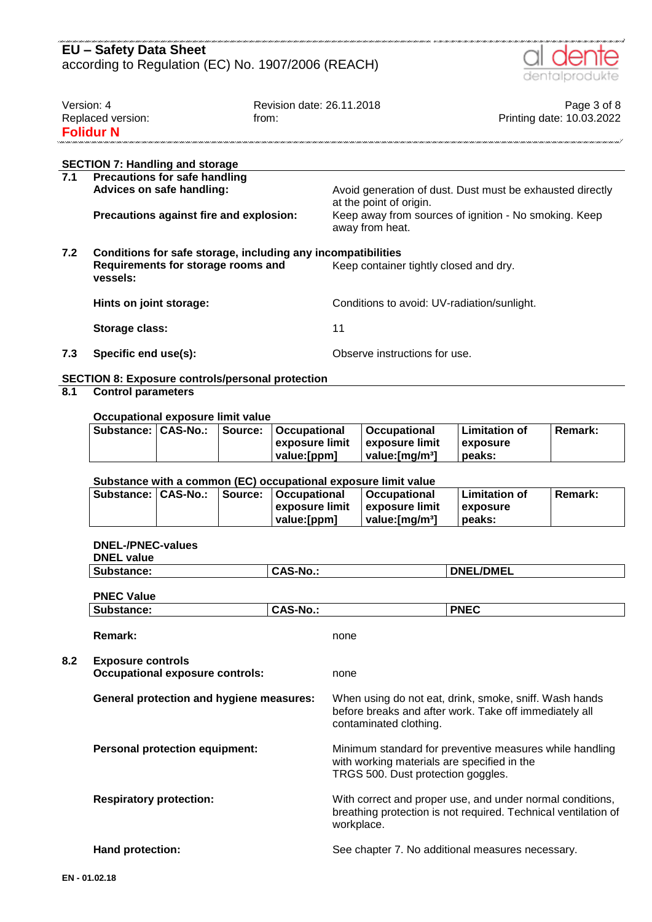## SECTION 7: Handling and storage

**7.1 Precautions for safe handling**

**Advices on safe handling:** Avoid generation of dust. Dust must be exhausted directly at the point of origin.

**Precautions against fire and explosion:** Keep away from sources of ignition - No smoking. Keep away from heat.

**7.2 Conditions for safe storage, including any incompatibilities**

**Requirements for storage rooms and vessels:** Keep container tightly closed and dry.

**Hints on joint storage:** Conditions to avoid: UV-radiation/sunlight.

**Storage class:** 11

**7.3 Specific end use(s):** Observe instructions for use.

## SECTION 8: Exposure controls/personal protection

**8.1 Control parameters**

**Occupational exposure limit value**

| Substance: | CAS-No.: | Source: | Occupational exposure limit value:[ppm] | Occupational exposure limit value:[mg/m³] | Limitation of exposure peaks: | Remark: |
|---|---|---|---|---|---|---|

**Substance with a common (EC) occupational exposure limit value**

| Substance: | CAS-No.: | Source: | Occupational exposure limit value:[ppm] | Occupational exposure limit value:[mg/m³] | Limitation of exposure peaks: | Remark: |
|---|---|---|---|---|---|---|

**DNEL-/PNEC-values**

**DNEL value**

| Substance: | CAS-No.: | DNEL/DMEL |
|---|---|---|

**PNEC Value**

| Substance: | CAS-No.: | PNEC |
|---|---|---|

**Remark:** none

**8.2 Exposure controls**

**Occupational exposure controls:** none

**General protection and hygiene measures:** When using do not eat, drink, smoke, sniff. Wash hands before breaks and after work. Take off immediately all contaminated clothing.

**Personal protection equipment:** Minimum standard for preventive measures while handling with working materials are specified in the TRGS 500. Dust protection goggles.

**Respiratory protection:** With correct and proper use, and under normal conditions, breathing protection is not required. Technical ventilation of workplace.

**Hand protection:** See chapter 7. No additional measures necessary.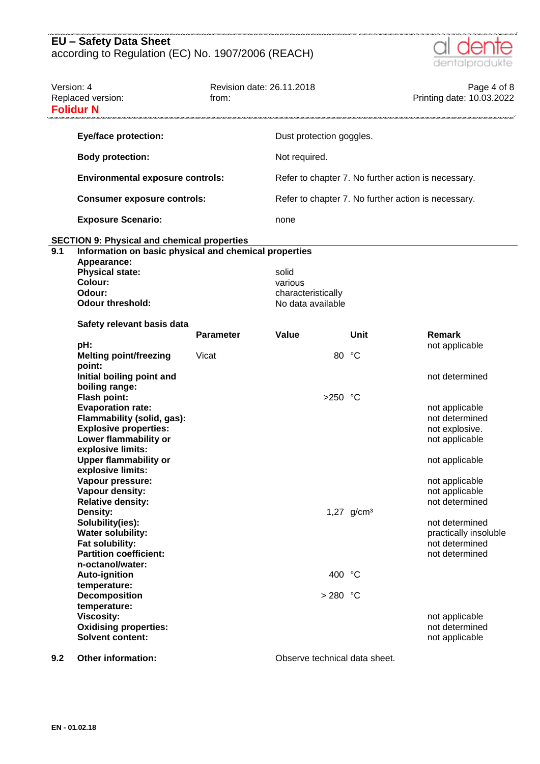| | |
|---|---|
| **Eye/face protection:** | Dust protection goggles. |
| **Body protection:** | Not required. |
| **Environmental exposure controls:** | Refer to chapter 7. No further action is necessary. |
| **Consumer exposure controls:** | Refer to chapter 7. No further action is necessary. |
| **Exposure Scenario:** | none |

## SECTION 9: Physical and chemical properties

### 9.1 Information on basic physical and chemical properties

**Appearance:**

| | |
|---|---|
| **Physical state:** | solid |
| **Colour:** | various |
| **Odour:** | characteristically |
| **Odour threshold:** | No data available |

**Safety relevant basis data**

| | Parameter | Value | Unit | Remark |
|---|---|---|---|---|
| **pH:** | | | | not applicable |
| **Melting point/freezing point:** | Vicat | 80 | °C | |
| **Initial boiling point and boiling range:** | | | | not determined |
| **Flash point:** | | >250 | °C | |
| **Evaporation rate:** | | | | not applicable |
| **Flammability (solid, gas):** | | | | not determined |
| **Explosive properties:** | | | | not explosive. |
| **Lower flammability or explosive limits:** | | | | not applicable |
| **Upper flammability or explosive limits:** | | | | not applicable |
| **Vapour pressure:** | | | | not applicable |
| **Vapour density:** | | | | not applicable |
| **Relative density:** | | | | not determined |
| **Density:** | | 1,27 | g/cm³ | |
| **Solubility(ies):** | | | | not determined |
| **Water solubility:** | | | | practically insoluble |
| **Fat solubility:** | | | | not determined |
| **Partition coefficient: n-octanol/water:** | | | | not determined |
| **Auto-ignition temperature:** | | 400 | °C | |
| **Decomposition temperature:** | | > 280 | °C | |
| **Viscosity:** | | | | not applicable |
| **Oxidising properties:** | | | | not determined |
| **Solvent content:** | | | | not applicable |

### 9.2 Other information:

Observe technical data sheet.

EN - 01.02.18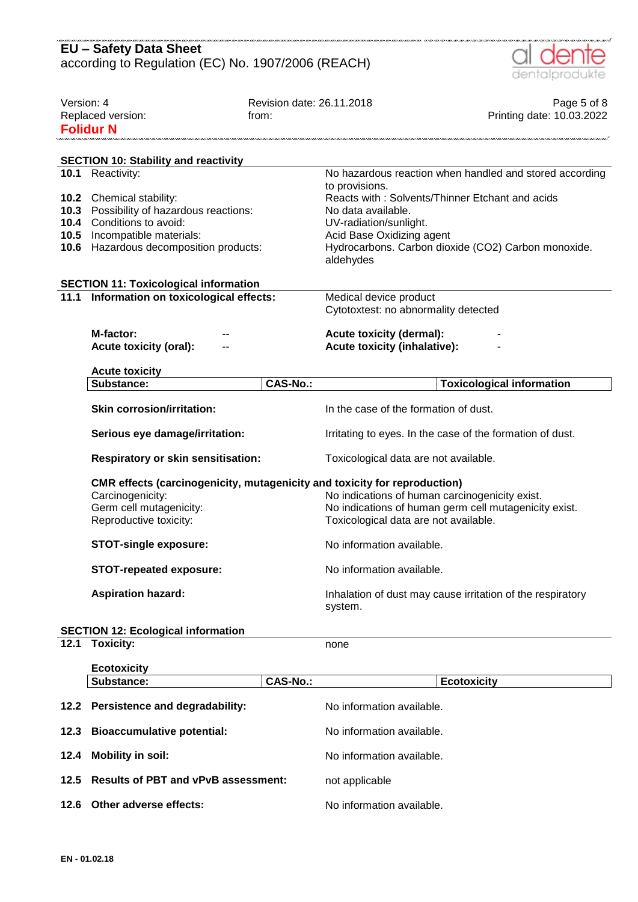## SECTION 10: Stability and reactivity

| | | |
|---|---|---|
| **10.1** | Reactivity: | No hazardous reaction when handled and stored according to provisions. |
| **10.2** | Chemical stability: | Reacts with : Solvents/Thinner Etchant and acids |
| **10.3** | Possibility of hazardous reactions: | No data available. |
| **10.4** | Conditions to avoid: | UV-radiation/sunlight. |
| **10.5** | Incompatible materials: | Acid Base Oxidizing agent |
| **10.6** | Hazardous decomposition products: | Hydrocarbons. Carbon dioxide ($CO_2$) Carbon monoxide. aldehydes |

## SECTION 11: Toxicological information

**11.1 Information on toxicological effects:**

Medical device product
Cytotoxtest: no abnormality detected

| | | | |
|---|---|---|---|
| **M-factor:** | -- | **Acute toxicity (dermal):** | - |
| **Acute toxicity (oral):** | -- | **Acute toxicity (inhalative):** | - |

**Acute toxicity**

| Substance: | CAS-No.: | Toxicological information |
|---|---|---|

**Skin corrosion/irritation:** In the case of the formation of dust.

**Serious eye damage/irritation:** Irritating to eyes. In the case of the formation of dust.

**Respiratory or skin sensitisation:** Toxicological data are not available.

**CMR effects (carcinogenicity, mutagenicity and toxicity for reproduction)**

Carcinogenicity: No indications of human carcinogenicity exist.
Germ cell mutagenicity: No indications of human germ cell mutagenicity exist.
Reproductive toxicity: Toxicological data are not available.

**STOT-single exposure:** No information available.

**STOT-repeated exposure:** No information available.

**Aspiration hazard:** Inhalation of dust may cause irritation of the respiratory system.

## SECTION 12: Ecological information

**12.1 Toxicity:** none

**Ecotoxicity**

| Substance: | CAS-No.: | Ecotoxicity |
|---|---|---|

**12.2 Persistence and degradability:** No information available.

**12.3 Bioaccumulative potential:** No information available.

**12.4 Mobility in soil:** No information available.

**12.5 Results of PBT and vPvB assessment:** not applicable

**12.6 Other adverse effects:** No information available.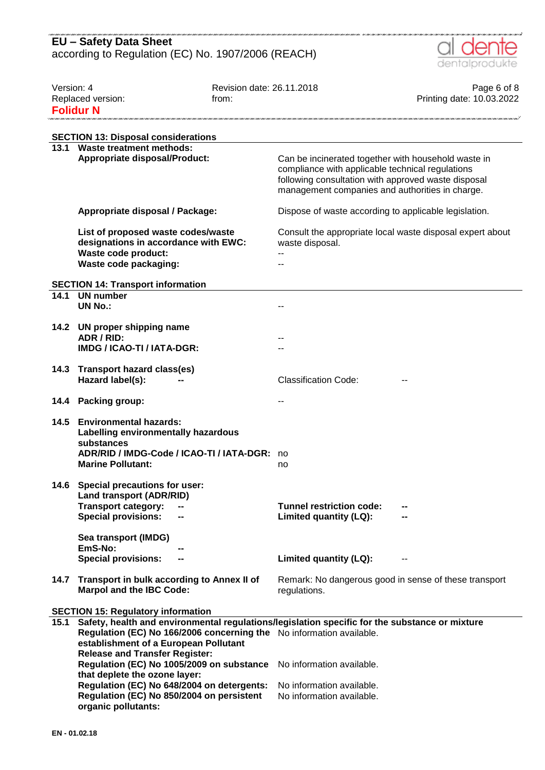## SECTION 13: Disposal considerations

**13.1 Waste treatment methods:**

| | |
|---|---|
| **Appropriate disposal/Product:** | Can be incinerated together with household waste in compliance with applicable technical regulations following consultation with approved waste disposal management companies and authorities in charge. |
| **Appropriate disposal / Package:** | Dispose of waste according to applicable legislation. |
| **List of proposed waste codes/waste designations in accordance with EWC:** | Consult the appropriate local waste disposal expert about waste disposal. |
| **Waste code product:** | -- |
| **Waste code packaging:** | -- |

## SECTION 14: Transport information

**14.1 UN number**

**UN No.:** --

**14.2 UN proper shipping name**

**ADR / RID:** --

**IMDG / ICAO-TI / IATA-DGR:** --

**14.3 Transport hazard class(es)**

**Hazard label(s):** -- Classification Code: --

**14.4 Packing group:** --

**14.5 Environmental hazards:**

**Labelling environmentally hazardous substances**

**ADR/RID / IMDG-Code / ICAO-TI / IATA-DGR:** no

**Marine Pollutant:** no

**14.6 Special precautions for user:**

**Land transport (ADR/RID)**

**Transport category:** -- **Tunnel restriction code:** --

**Special provisions:** -- **Limited quantity (LQ):** --

**Sea transport (IMDG)**

**EmS-No:** --

**Special provisions:** -- **Limited quantity (LQ):** --

**14.7 Transport in bulk according to Annex II of Marpol and the IBC Code:** Remark: No dangerous good in sense of these transport regulations.

## SECTION 15: Regulatory information

**15.1 Safety, health and environmental regulations/legislation specific for the substance or mixture**

| | |
|---|---|
| **Regulation (EC) No 166/2006 concerning the establishment of a European Pollutant Release and Transfer Register:** | No information available. |
| **Regulation (EC) No 1005/2009 on substance that deplete the ozone layer:** | No information available. |
| **Regulation (EC) No 648/2004 on detergents:** | No information available. |
| **Regulation (EC) No 850/2004 on persistent organic pollutants:** | No information available. |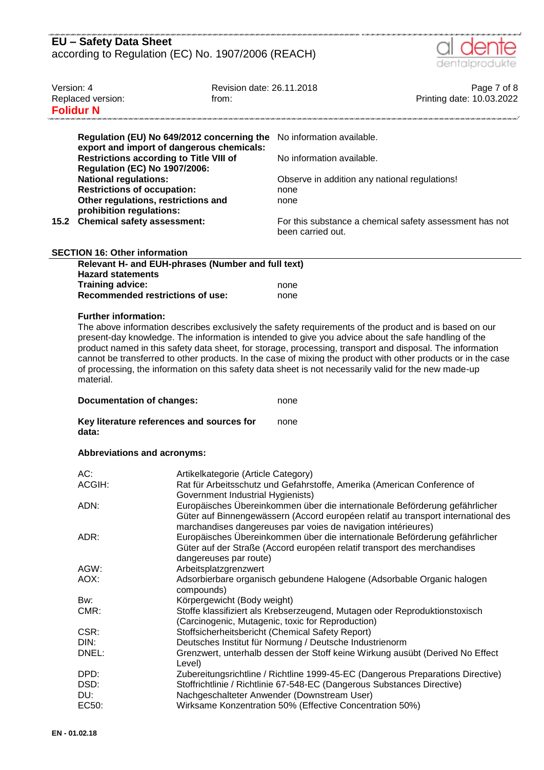| | |
|---|---|
| **Regulation (EU) No 649/2012 concerning the export and import of dangerous chemicals:** | No information available. |
| **Restrictions according to Title VIII of Regulation (EC) No 1907/2006:** | No information available. |
| **National regulations:** | Observe in addition any national regulations! |
| **Restrictions of occupation:** | none |
| **Other regulations, restrictions and prohibition regulations:** | none |
| **15.2 Chemical safety assessment:** | For this substance a chemical safety assessment has not been carried out. |

## SECTION 16: Other information

**Relevant H- and EUH-phrases (Number and full text)**

**Hazard statements**

| | |
|---|---|
| **Training advice:** | none |
| **Recommended restrictions of use:** | none |

**Further information:**

The above information describes exclusively the safety requirements of the product and is based on our present-day knowledge. The information is intended to give you advice about the safe handling of the product named in this safety data sheet, for storage, processing, transport and disposal. The information cannot be transferred to other products. In the case of mixing the product with other products or in the case of processing, the information on this safety data sheet is not necessarily valid for the new made-up material.

| | |
|---|---|
| **Documentation of changes:** | none |
| **Key literature references and sources for data:** | none |

**Abbreviations and acronyms:**

| | |
|---|---|
| AC: | Artikelkategorie (Article Category) |
| ACGIH: | Rat für Arbeitsschutz und Gefahrstoffe, Amerika (American Conference of Government Industrial Hygienists) |
| ADN: | Europäisches Übereinkommen über die internationale Beförderung gefährlicher Güter auf Binnengewässern (Accord européen relatif au transport international des marchandises dangereuses par voies de navigation intérieures) |
| ADR: | Europäisches Übereinkommen über die internationale Beförderung gefährlicher Güter auf der Straße (Accord européen relatif transport des merchandises dangereuses par route) |
| AGW: | Arbeitsplatzgrenzwert |
| AOX: | Adsorbierbare organisch gebundene Halogene (Adsorbable Organic halogen compounds) |
| Bw: | Körpergewicht (Body weight) |
| CMR: | Stoffe klassifiziert als Krebserzeugend, Mutagen oder Reproduktionstoxisch (Carcinogenic, Mutagenic, toxic for Reproduction) |
| CSR: | Stoffsicherheitsbericht (Chemical Safety Report) |
| DIN: | Deutsches Institut für Normung / Deutsche Industrienorm |
| DNEL: | Grenzwert, unterhalb dessen der Stoff keine Wirkung ausübt (Derived No Effect Level) |
| DPD: | Zubereitungsrichtline / Richtlinie 1999-45-EC (Dangerous Preparations Directive) |
| DSD: | Stoffrichtlinie / Richtlinie 67-548-EC (Dangerous Substances Directive) |
| DU: | Nachgeschalteter Anwender (Downstream User) |
| EC50: | Wirksame Konzentration 50% (Effective Concentration 50%) |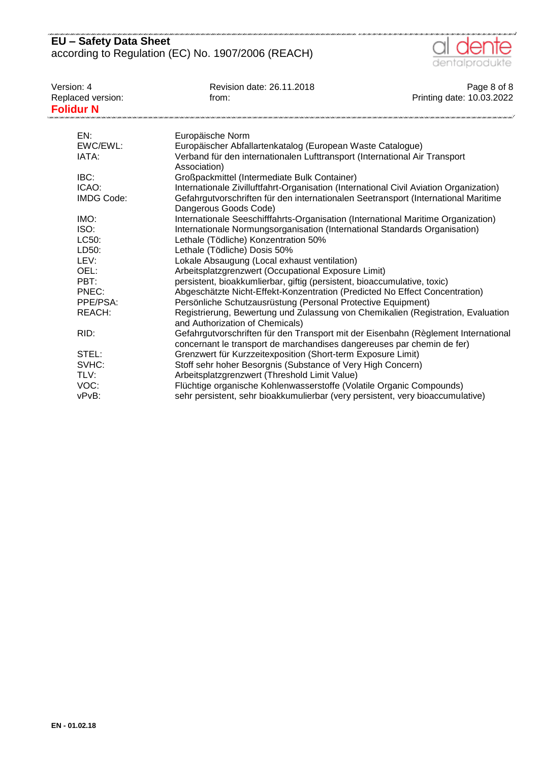| | |
|---|---|
| EN: | Europäische Norm |
| EWC/EWL: | Europäischer Abfallartenkatalog (European Waste Catalogue) |
| IATA: | Verband für den internationalen Lufttransport (International Air Transport Association) |
| IBC: | Großpackmittel (Intermediate Bulk Container) |
| ICAO: | Internationale Zivilluftfahrt-Organisation (International Civil Aviation Organization) |
| IMDG Code: | Gefahrgutvorschriften für den internationalen Seetransport (International Maritime Dangerous Goods Code) |
| IMO: | Internationale Seeschifffahrts-Organisation (International Maritime Organization) |
| ISO: | Internationale Normungsorganisation (International Standards Organisation) |
| LC50: | Lethale (Tödliche) Konzentration 50% |
| LD50: | Lethale (Tödliche) Dosis 50% |
| LEV: | Lokale Absaugung (Local exhaust ventilation) |
| OEL: | Arbeitsplatzgrenzwert (Occupational Exposure Limit) |
| PBT: | persistent, bioakkumlierbar, giftig (persistent, bioaccumulative, toxic) |
| PNEC: | Abgeschätzte Nicht-Effekt-Konzentration (Predicted No Effect Concentration) |
| PPE/PSA: | Persönliche Schutzausrüstung (Personal Protective Equipment) |
| REACH: | Registrierung, Bewertung und Zulassung von Chemikalien (Registration, Evaluation and Authorization of Chemicals) |
| RID: | Gefahrgutvorschriften für den Transport mit der Eisenbahn (Règlement International concernant le transport de marchandises dangereuses par chemin de fer) |
| STEL: | Grenzwert für Kurzzeitexposition (Short-term Exposure Limit) |
| SVHC: | Stoff sehr hoher Besorgnis (Substance of Very High Concern) |
| TLV: | Arbeitsplatzgrenzwert (Threshold Limit Value) |
| VOC: | Flüchtige organische Kohlenwasserstoffe (Volatile Organic Compounds) |
| vPvB: | sehr persistent, sehr bioakkumulierbar (very persistent, very bioaccumulative) |